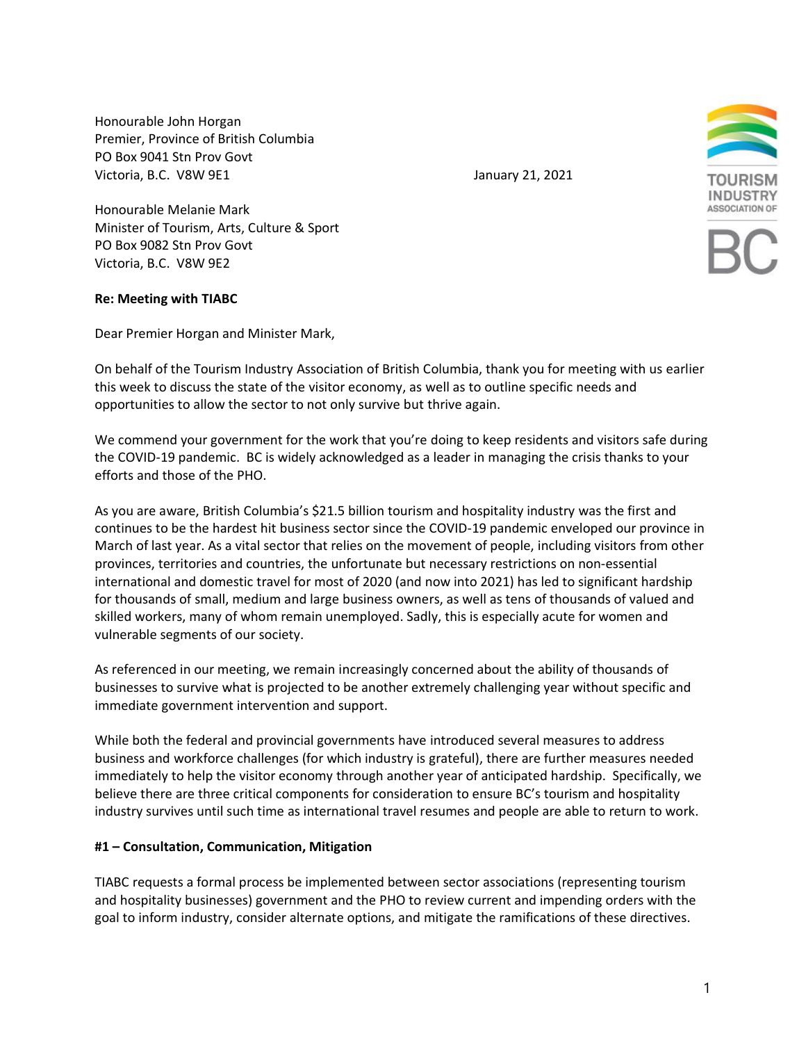Honourable John Horgan
Premier, Province of British Columbia
PO Box 9041 Stn Prov Govt
Victoria, B.C. V8W 9E1

January 21, 2021

Honourable Melanie Mark
Minister of Tourism, Arts, Culture & Sport
PO Box 9082 Stn Prov Govt
Victoria, B.C. V8W 9E2

**Re: Meeting with TIABC**

Dear Premier Horgan and Minister Mark,

On behalf of the Tourism Industry Association of British Columbia, thank you for meeting with us earlier this week to discuss the state of the visitor economy, as well as to outline specific needs and opportunities to allow the sector to not only survive but thrive again.

We commend your government for the work that you're doing to keep residents and visitors safe during the COVID-19 pandemic. BC is widely acknowledged as a leader in managing the crisis thanks to your efforts and those of the PHO.

As you are aware, British Columbia's $21.5 billion tourism and hospitality industry was the first and continues to be the hardest hit business sector since the COVID-19 pandemic enveloped our province in March of last year. As a vital sector that relies on the movement of people, including visitors from other provinces, territories and countries, the unfortunate but necessary restrictions on non-essential international and domestic travel for most of 2020 (and now into 2021) has led to significant hardship for thousands of small, medium and large business owners, as well as tens of thousands of valued and skilled workers, many of whom remain unemployed. Sadly, this is especially acute for women and vulnerable segments of our society.

As referenced in our meeting, we remain increasingly concerned about the ability of thousands of businesses to survive what is projected to be another extremely challenging year without specific and immediate government intervention and support.

While both the federal and provincial governments have introduced several measures to address business and workforce challenges (for which industry is grateful), there are further measures needed immediately to help the visitor economy through another year of anticipated hardship. Specifically, we believe there are three critical components for consideration to ensure BC's tourism and hospitality industry survives until such time as international travel resumes and people are able to return to work.

**#1 – Consultation, Communication, Mitigation**

TIABC requests a formal process be implemented between sector associations (representing tourism and hospitality businesses) government and the PHO to review current and impending orders with the goal to inform industry, consider alternate options, and mitigate the ramifications of these directives.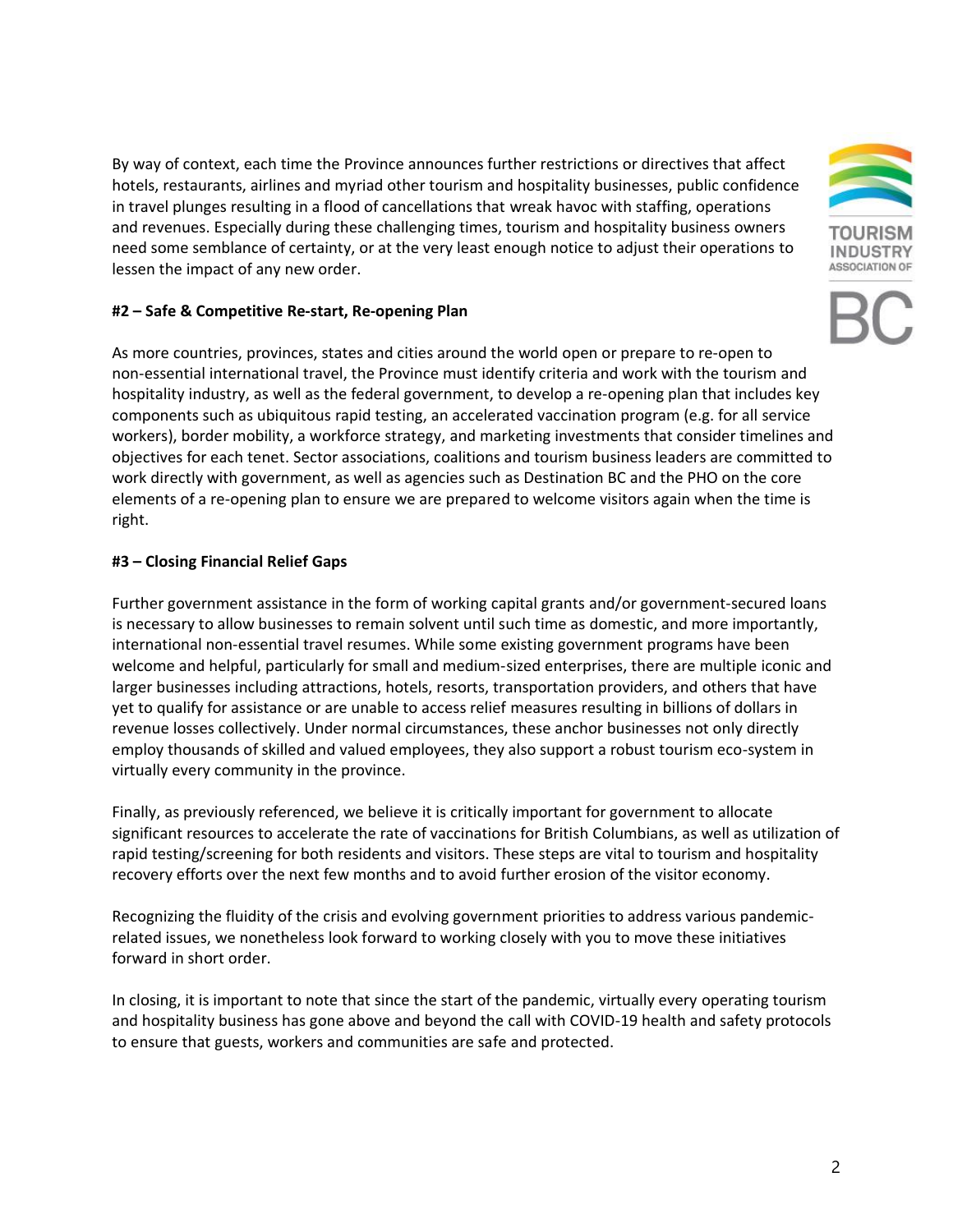By way of context, each time the Province announces further restrictions or directives that affect hotels, restaurants, airlines and myriad other tourism and hospitality businesses, public confidence in travel plunges resulting in a flood of cancellations that wreak havoc with staffing, operations and revenues. Especially during these challenging times, tourism and hospitality business owners need some semblance of certainty, or at the very least enough notice to adjust their operations to lessen the impact of any new order.

**#2 – Safe & Competitive Re-start, Re-opening Plan**

As more countries, provinces, states and cities around the world open or prepare to re-open to non-essential international travel, the Province must identify criteria and work with the tourism and hospitality industry, as well as the federal government, to develop a re-opening plan that includes key components such as ubiquitous rapid testing, an accelerated vaccination program (e.g. for all service workers), border mobility, a workforce strategy, and marketing investments that consider timelines and objectives for each tenet. Sector associations, coalitions and tourism business leaders are committed to work directly with government, as well as agencies such as Destination BC and the PHO on the core elements of a re-opening plan to ensure we are prepared to welcome visitors again when the time is right.

**#3 – Closing Financial Relief Gaps**

Further government assistance in the form of working capital grants and/or government-secured loans is necessary to allow businesses to remain solvent until such time as domestic, and more importantly, international non-essential travel resumes. While some existing government programs have been welcome and helpful, particularly for small and medium-sized enterprises, there are multiple iconic and larger businesses including attractions, hotels, resorts, transportation providers, and others that have yet to qualify for assistance or are unable to access relief measures resulting in billions of dollars in revenue losses collectively. Under normal circumstances, these anchor businesses not only directly employ thousands of skilled and valued employees, they also support a robust tourism eco-system in virtually every community in the province.

Finally, as previously referenced, we believe it is critically important for government to allocate significant resources to accelerate the rate of vaccinations for British Columbians, as well as utilization of rapid testing/screening for both residents and visitors. These steps are vital to tourism and hospitality recovery efforts over the next few months and to avoid further erosion of the visitor economy.

Recognizing the fluidity of the crisis and evolving government priorities to address various pandemic-related issues, we nonetheless look forward to working closely with you to move these initiatives forward in short order.

In closing, it is important to note that since the start of the pandemic, virtually every operating tourism and hospitality business has gone above and beyond the call with COVID-19 health and safety protocols to ensure that guests, workers and communities are safe and protected.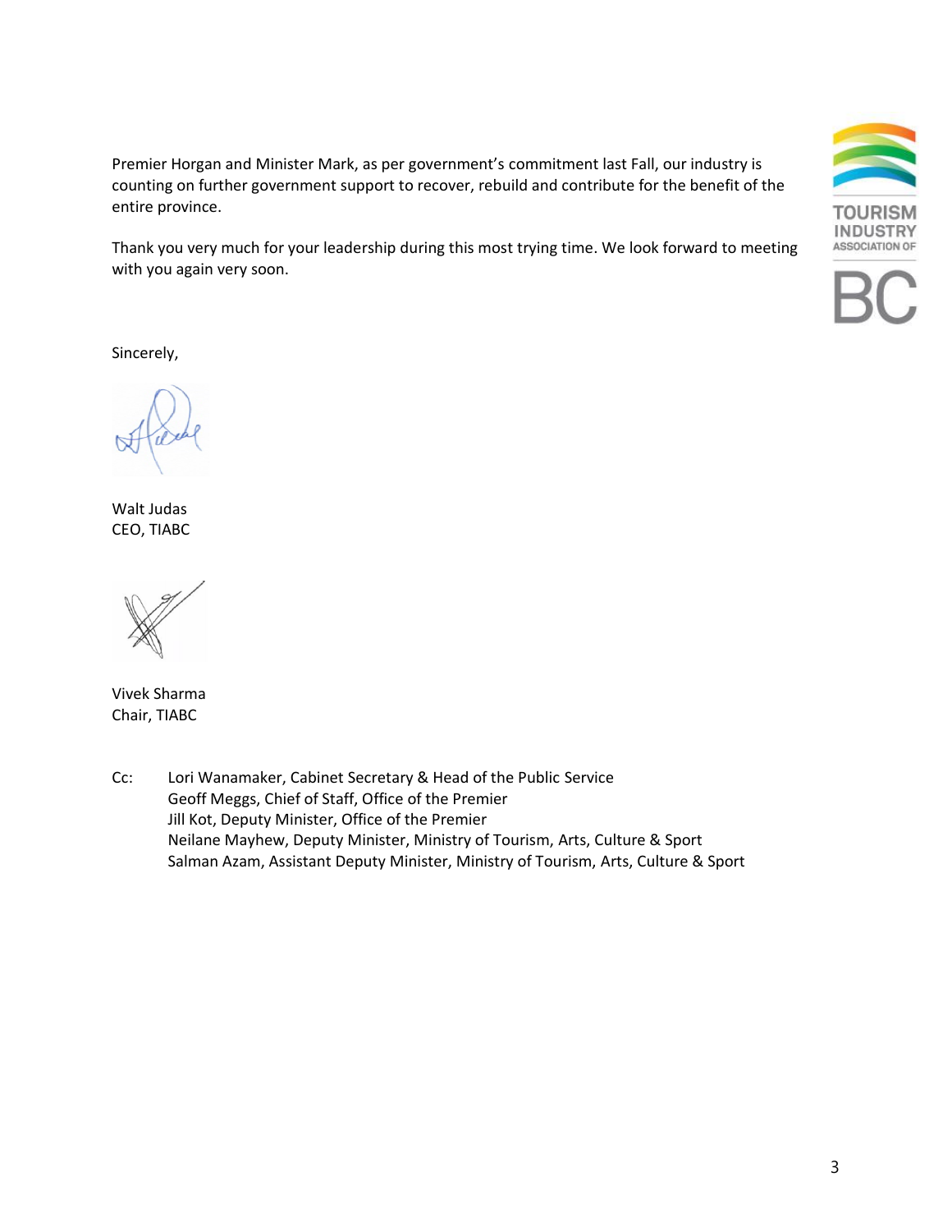Premier Horgan and Minister Mark, as per government's commitment last Fall, our industry is counting on further government support to recover, rebuild and contribute for the benefit of the entire province.

Thank you very much for your leadership during this most trying time. We look forward to meeting with you again very soon.

Sincerely,

Walt Judas
CEO, TIABC

Vivek Sharma
Chair, TIABC

Cc: Lori Wanamaker, Cabinet Secretary & Head of the Public Service
Geoff Meggs, Chief of Staff, Office of the Premier
Jill Kot, Deputy Minister, Office of the Premier
Neilane Mayhew, Deputy Minister, Ministry of Tourism, Arts, Culture & Sport
Salman Azam, Assistant Deputy Minister, Ministry of Tourism, Arts, Culture & Sport